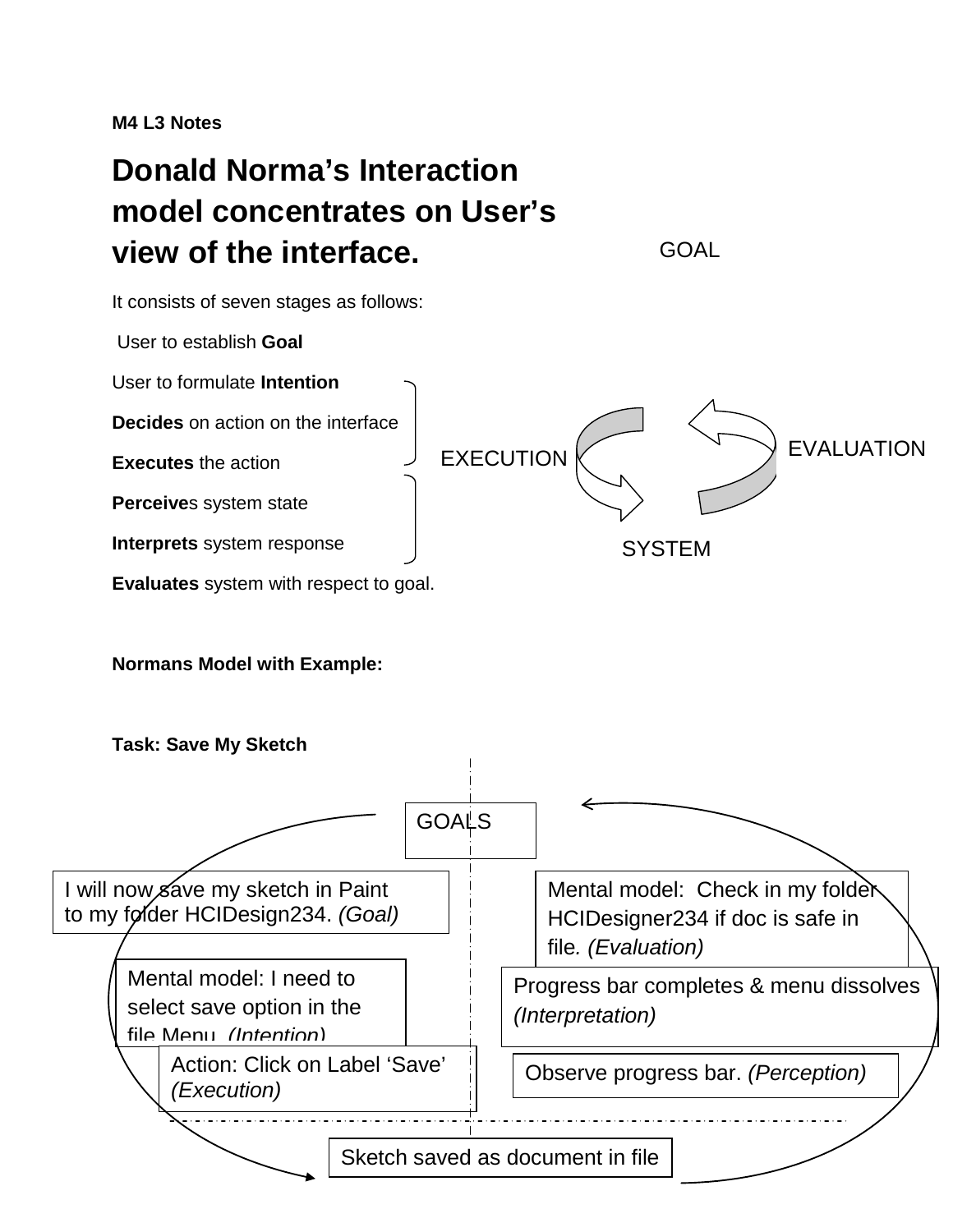**M4 L3 Notes**

# Donald Norma's Interaction model concentrates on User's view of the interface.

GOAL

It consists of seven stages as follows:

User to establish **Goal**

User to formulate **Intention**

**Decides** on action on the interface

**Executes** the action

**Perceive**s system state

**Interprets** system response

**Evaluates** system with respect to goal.

EXECUTION

EVALUATION

SYSTEM

**Normans Model with Example:**

**Task: Save My Sketch**

GOALS

I will now save my sketch in Paint to my folder HCIDesign234. *(Goal)*

Mental model: I need to select save option in the file Menu. *(Intention)*

Action: Click on Label 'Save' *(Execution)*

Mental model: Check in my folder HCIDesigner234 if doc is safe in file. *(Evaluation)*

Progress bar completes & menu dissolves *(Interpretation)*

Observe progress bar. *(Perception)*

Sketch saved as document in file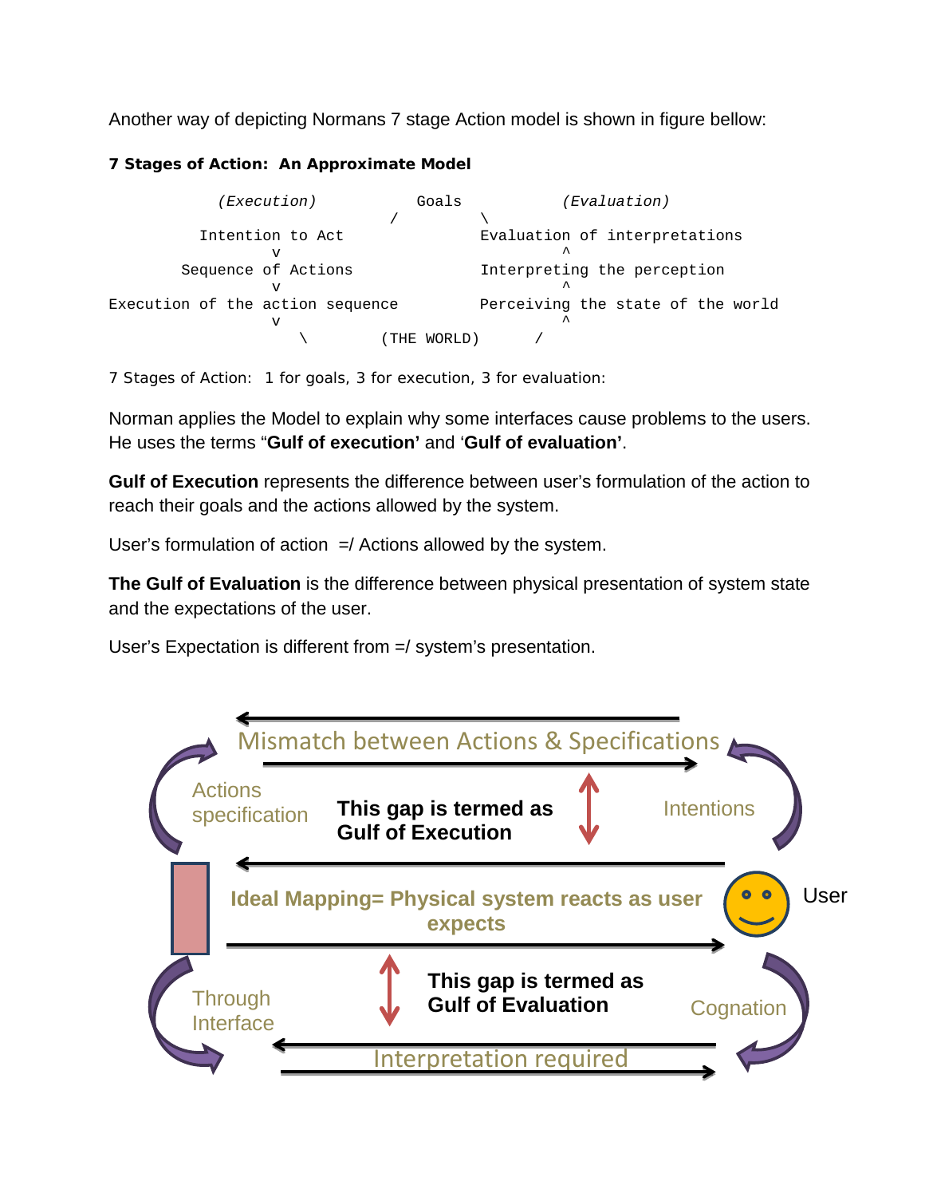Another way of depicting Normans 7 stage Action model is shown in figure bellow:

**7 Stages of Action: An Approximate Model**

```
            (Execution)          Goals           (Evaluation)
                               /          \
          Intention to Act                 Evaluation of interpretations
                 v                                   ^
        Sequence of Actions                Interpreting the perception
                 v                                   ^
Execution of the action sequence           Perceiving the state of the world
                 v                                   ^
                    \        (THE WORLD)      /
```

7 Stages of Action: 1 for goals, 3 for execution, 3 for evaluation:

Norman applies the Model to explain why some interfaces cause problems to the users. He uses the terms "**Gulf of execution'** and '**Gulf of evaluation'**.

**Gulf of Execution** represents the difference between user's formulation of the action to reach their goals and the actions allowed by the system.

User's formulation of action =/ Actions allowed by the system.

**The Gulf of Evaluation** is the difference between physical presentation of system state and the expectations of the user.

User's Expectation is different from =/ system's presentation.

Mismatch between Actions & Specifications

Actions specification

**This gap is termed as Gulf of Execution**

Intentions

**Ideal Mapping= Physical system reacts as user expects**

User

Through Interface

**This gap is termed as Gulf of Evaluation**

Cognation

Interpretation required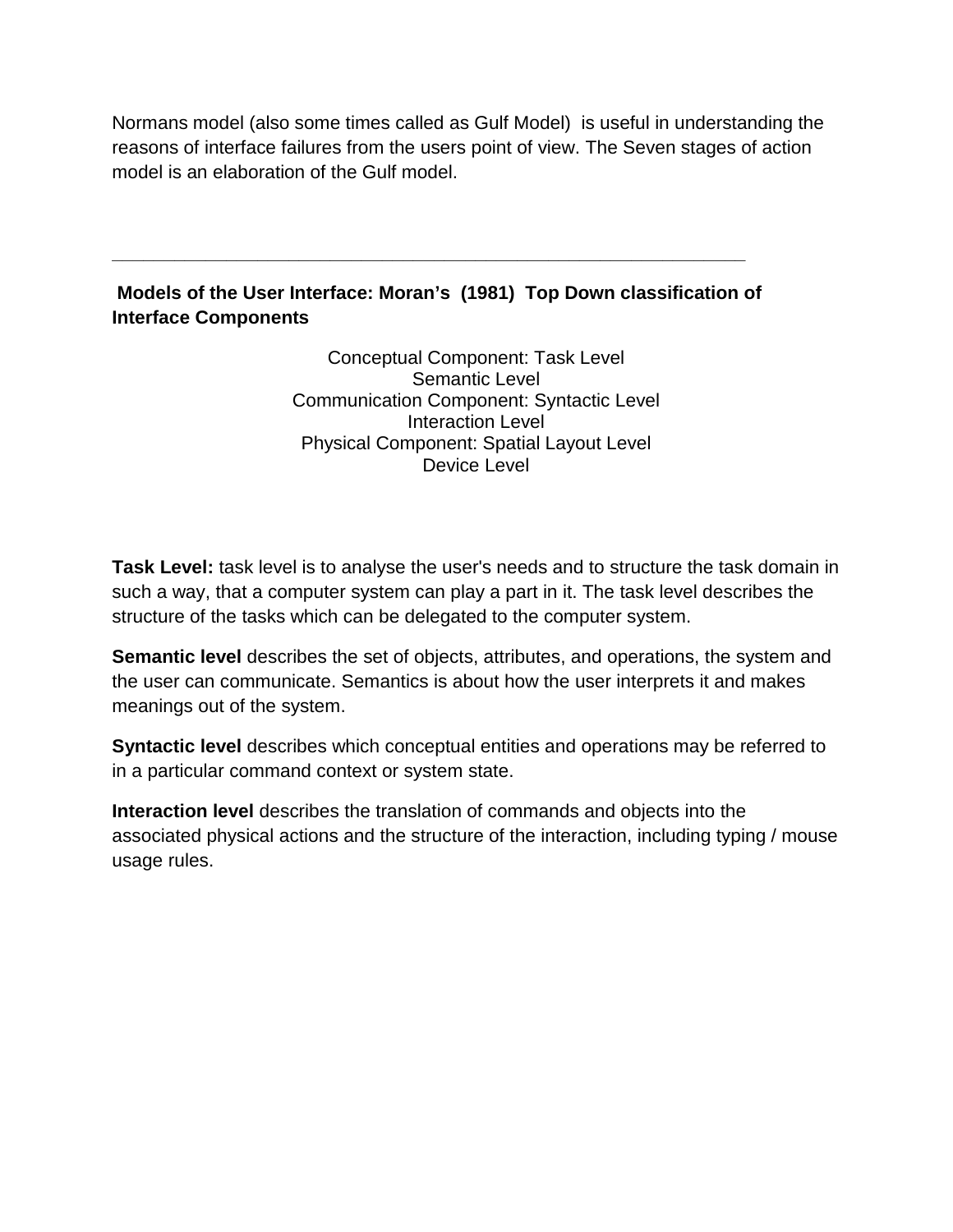Normans model (also some times called as Gulf Model)  is useful in understanding the reasons of interface failures from the users point of view. The Seven stages of action model is an elaboration of the Gulf model.

---

**Models of the User Interface: Moran's  (1981)  Top Down classification of Interface Components**

Conceptual Component: Task Level
Semantic Level
Communication Component: Syntactic Level
Interaction Level
Physical Component: Spatial Layout Level
Device Level

**Task Level:** task level is to analyse the user's needs and to structure the task domain in such a way, that a computer system can play a part in it. The task level describes the structure of the tasks which can be delegated to the computer system.

**Semantic level** describes the set of objects, attributes, and operations, the system and the user can communicate. Semantics is about how the user interprets it and makes meanings out of the system.

**Syntactic level** describes which conceptual entities and operations may be referred to in a particular command context or system state.

**Interaction level** describes the translation of commands and objects into the associated physical actions and the structure of the interaction, including typing / mouse usage rules.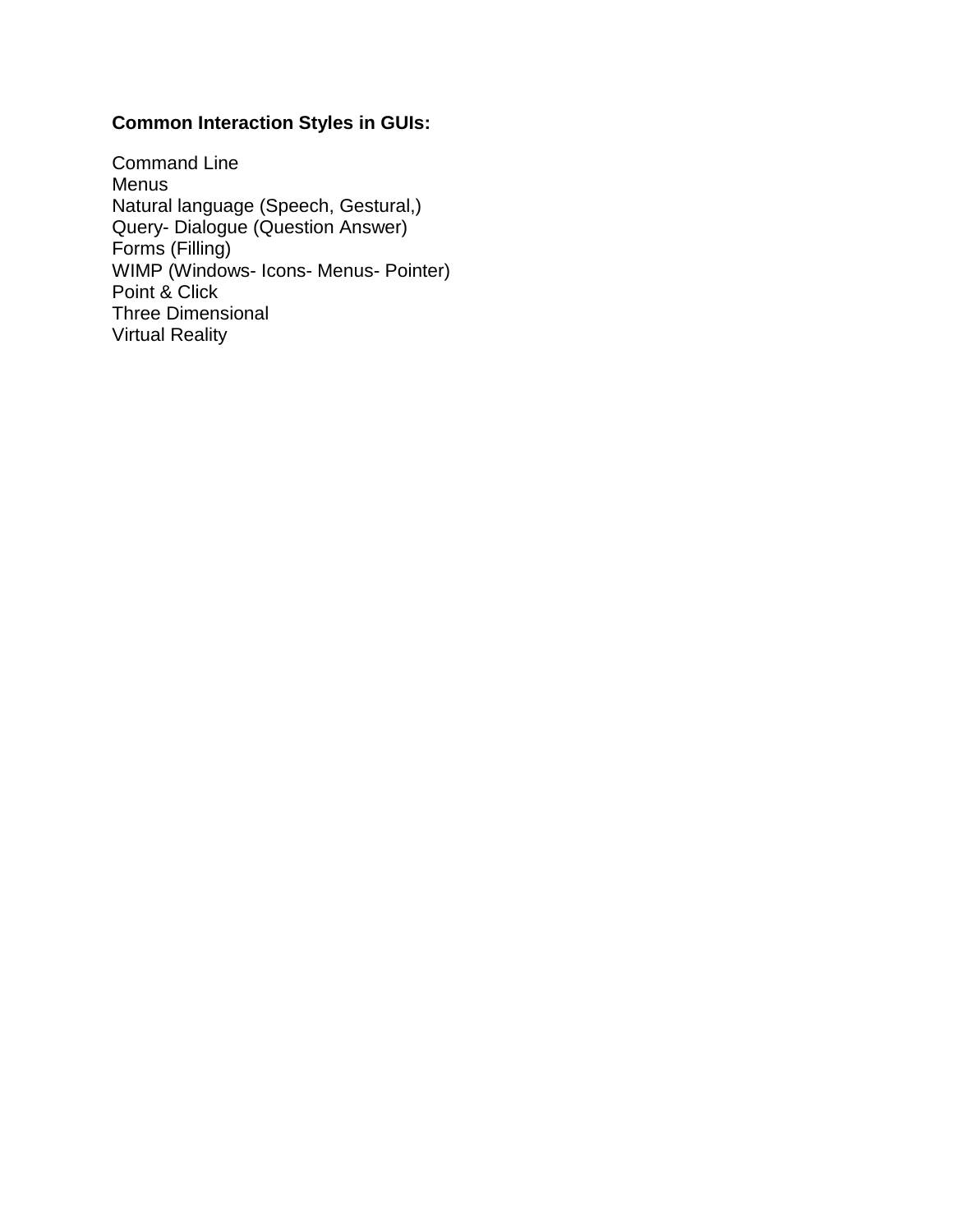**Common Interaction Styles in GUIs:**

Command Line
Menus
Natural language (Speech, Gestural,)
Query- Dialogue (Question Answer)
Forms (Filling)
WIMP (Windows- Icons- Menus- Pointer)
Point & Click
Three Dimensional
Virtual Reality